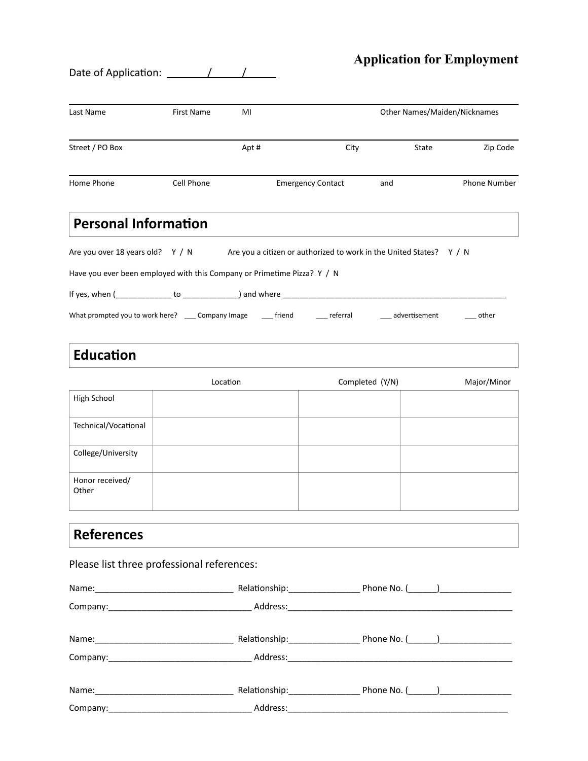# Application for Employment

Date of Application: ______/_____/______

Last Name | First Name | MI | Other Names/Maiden/Nicknames

Street / PO Box | Apt # | City | State | Zip Code

Home Phone | Cell Phone | Emergency Contact | and | Phone Number

## Personal Information

Are you over 18 years old? Y / N Are you a citizen or authorized to work in the United States? Y / N

Have you ever been employed with this Company or Primetime Pizza? Y / N

If yes, when (_____________ to _____________) and where ____________________________________________________

What prompted you to work here? ___ Company Image ___ friend ___ referral ___ advertisement ___ other

## Education

| | Location | Completed (Y/N) | Major/Minor |
|---|---|---|---|
| High School | | | |
| Technical/Vocational | | | |
| College/University | | | |
| Honor received/ Other | | | |

## References

Please list three professional references:

Name:_____________________________ Relationship:_______________ Phone No. (______)_______________

Company:______________________________ Address:_______________________________________________

Name:_____________________________ Relationship:_______________ Phone No. (______)_______________

Company:______________________________ Address:_______________________________________________

Name:_____________________________ Relationship:_______________ Phone No. (______)_______________

Company:______________________________ Address:_______________________________________________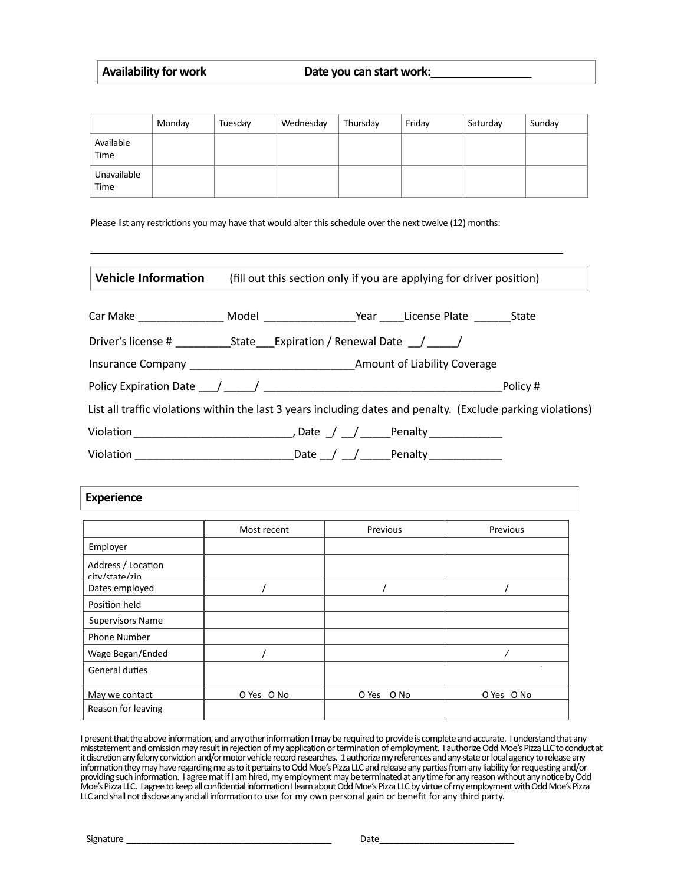**Availability for work** **Date you can start work:________________**

| | Monday | Tuesday | Wednesday | Thursday | Friday | Saturday | Sunday |
|---|---|---|---|---|---|---|---|
| Available Time | | | | | | | |
| Unavailable Time | | | | | | | |

Please list any restrictions you may have that would alter this schedule over the next twelve (12) months:

_____________________________________________________________________________________

**Vehicle Information** (fill out this section only if you are applying for driver position)

Car Make ______________ Model _______________Year ____License Plate ______State

Driver's license # _________State___Expiration / Renewal Date __/ _____/

Insurance Company ___________________________Amount of Liability Coverage

Policy Expiration Date ___/ _____/ ________________________________________Policy #

List all traffic violations within the last 3 years including dates and penalty. (Exclude parking violations)

Violation__________________________, Date _/ __/ _____Penalty____________

Violation __________________________Date __/ __/ _____Penalty____________

**Experience**

| | Most recent | Previous | Previous |
|---|---|---|---|
| Employer | | | |
| Address / Location city/state/zip | | | |
| Dates employed | / | / | / |
| Position held | | | |
| Supervisors Name | | | |
| Phone Number | | | |
| Wage Began/Ended | / | | / |
| General duties | | | |
| May we contact | O Yes O No | O Yes O No | O Yes O No |
| Reason for leaving | | | |

I present that the above information, and any other information I may be required to provide is complete and accurate. I understand that any misstatement and omission may result in rejection of my application or termination of employment. I authorize Odd Moe's Pizza LLC to conduct at it discretion any felony conviction and/or motor vehicle record researches. 1 authorize my references and any-state or local agency to release any information they may have regarding me as to it pertains to Odd Moe's Pizza LLC and release any parties from any liability for requesting and/or providing such information. I agree mat if I am hired, my employment may be terminated at any time for any reason without any notice by Odd Moe's Pizza LLC. I agree to keep all confidential information I learn about Odd Moe's Pizza LLC by virtue of my employment with Odd Moe's Pizza LLC and shall not disclose any and all information to use for my own personal gain or benefit for any third party.

Signature ___________________________________________ Date____________________________